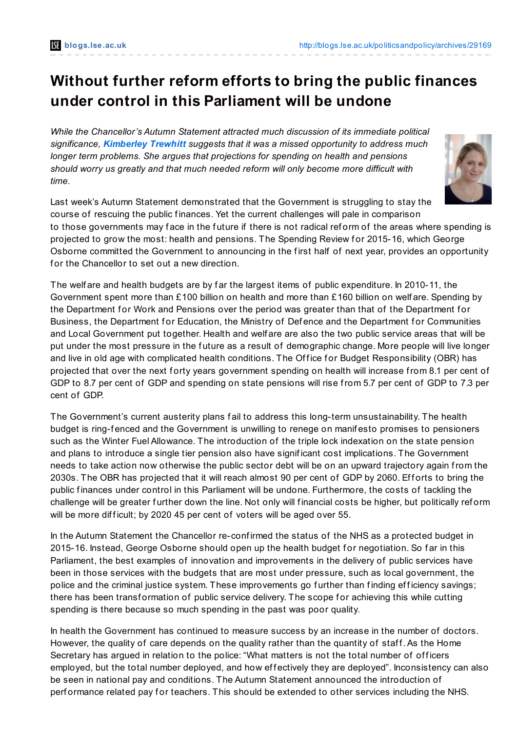# Without further reform efforts to bring the public finances under control in this Parliament will be undone

*While the Chancellor's Autumn Statement attracted much discussion of its immediate political significance, **Kimberley Trewhitt** suggests that it was a missed opportunity to address much longer term problems. She argues that projections for spending on health and pensions should worry us greatly and that much needed reform will only become more difficult with time.*

Last week's Autumn Statement demonstrated that the Government is struggling to stay the course of rescuing the public finances. Yet the current challenges will pale in comparison to those governments may face in the future if there is not radical reform of the areas where spending is projected to grow the most: health and pensions. The Spending Review for 2015-16, which George Osborne committed the Government to announcing in the first half of next year, provides an opportunity for the Chancellor to set out a new direction.

The welfare and health budgets are by far the largest items of public expenditure. In 2010-11, the Government spent more than £100 billion on health and more than £160 billion on welfare. Spending by the Department for Work and Pensions over the period was greater than that of the Department for Business, the Department for Education, the Ministry of Defence and the Department for Communities and Local Government put together. Health and welfare are also the two public service areas that will be put under the most pressure in the future as a result of demographic change. More people will live longer and live in old age with complicated health conditions. The Office for Budget Responsibility (OBR) has projected that over the next forty years government spending on health will increase from 8.1 per cent of GDP to 8.7 per cent of GDP and spending on state pensions will rise from 5.7 per cent of GDP to 7.3 per cent of GDP.

The Government's current austerity plans fail to address this long-term unsustainability. The health budget is ring-fenced and the Government is unwilling to renege on manifesto promises to pensioners such as the Winter Fuel Allowance. The introduction of the triple lock indexation on the state pension and plans to introduce a single tier pension also have significant cost implications. The Government needs to take action now otherwise the public sector debt will be on an upward trajectory again from the 2030s. The OBR has projected that it will reach almost 90 per cent of GDP by 2060. Efforts to bring the public finances under control in this Parliament will be undone. Furthermore, the costs of tackling the challenge will be greater further down the line. Not only will financial costs be higher, but politically reform will be more difficult; by 2020 45 per cent of voters will be aged over 55.

In the Autumn Statement the Chancellor re-confirmed the status of the NHS as a protected budget in 2015-16. Instead, George Osborne should open up the health budget for negotiation. So far in this Parliament, the best examples of innovation and improvements in the delivery of public services have been in those services with the budgets that are most under pressure, such as local government, the police and the criminal justice system. These improvements go further than finding efficiency savings; there has been transformation of public service delivery. The scope for achieving this while cutting spending is there because so much spending in the past was poor quality.

In health the Government has continued to measure success by an increase in the number of doctors. However, the quality of care depends on the quality rather than the quantity of staff. As the Home Secretary has argued in relation to the police: "What matters is not the total number of officers employed, but the total number deployed, and how effectively they are deployed". Inconsistency can also be seen in national pay and conditions. The Autumn Statement announced the introduction of performance related pay for teachers. This should be extended to other services including the NHS.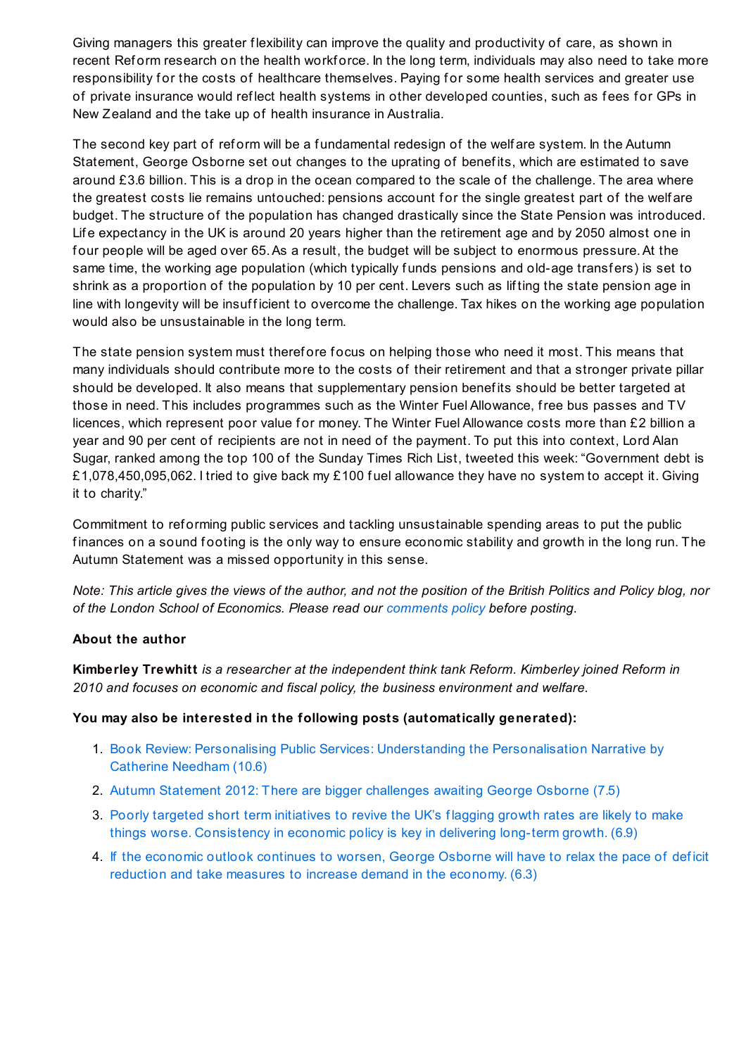Giving managers this greater flexibility can improve the quality and productivity of care, as shown in recent Reform research on the health workforce. In the long term, individuals may also need to take more responsibility for the costs of healthcare themselves. Paying for some health services and greater use of private insurance would reflect health systems in other developed counties, such as fees for GPs in New Zealand and the take up of health insurance in Australia.

The second key part of reform will be a fundamental redesign of the welfare system. In the Autumn Statement, George Osborne set out changes to the uprating of benefits, which are estimated to save around £3.6 billion. This is a drop in the ocean compared to the scale of the challenge. The area where the greatest costs lie remains untouched: pensions account for the single greatest part of the welfare budget. The structure of the population has changed drastically since the State Pension was introduced. Life expectancy in the UK is around 20 years higher than the retirement age and by 2050 almost one in four people will be aged over 65. As a result, the budget will be subject to enormous pressure. At the same time, the working age population (which typically funds pensions and old-age transfers) is set to shrink as a proportion of the population by 10 per cent. Levers such as lifting the state pension age in line with longevity will be insufficient to overcome the challenge. Tax hikes on the working age population would also be unsustainable in the long term.

The state pension system must therefore focus on helping those who need it most. This means that many individuals should contribute more to the costs of their retirement and that a stronger private pillar should be developed. It also means that supplementary pension benefits should be better targeted at those in need. This includes programmes such as the Winter Fuel Allowance, free bus passes and TV licences, which represent poor value for money. The Winter Fuel Allowance costs more than £2 billion a year and 90 per cent of recipients are not in need of the payment. To put this into context, Lord Alan Sugar, ranked among the top 100 of the Sunday Times Rich List, tweeted this week: "Government debt is £1,078,450,095,062. I tried to give back my £100 fuel allowance they have no system to accept it. Giving it to charity."

Commitment to reforming public services and tackling unsustainable spending areas to put the public finances on a sound footing is the only way to ensure economic stability and growth in the long run. The Autumn Statement was a missed opportunity in this sense.

*Note: This article gives the views of the author, and not the position of the British Politics and Policy blog, nor of the London School of Economics. Please read our comments policy before posting.*

**About the author**

**Kimberley Trewhitt** *is a researcher at the independent think tank Reform. Kimberley joined Reform in 2010 and focuses on economic and fiscal policy, the business environment and welfare.*

**You may also be interested in the following posts (automatically generated):**

1. Book Review: Personalising Public Services: Understanding the Personalisation Narrative by Catherine Needham (10.6)
2. Autumn Statement 2012: There are bigger challenges awaiting George Osborne (7.5)
3. Poorly targeted short term initiatives to revive the UK's flagging growth rates are likely to make things worse. Consistency in economic policy is key in delivering long-term growth. (6.9)
4. If the economic outlook continues to worsen, George Osborne will have to relax the pace of deficit reduction and take measures to increase demand in the economy. (6.3)